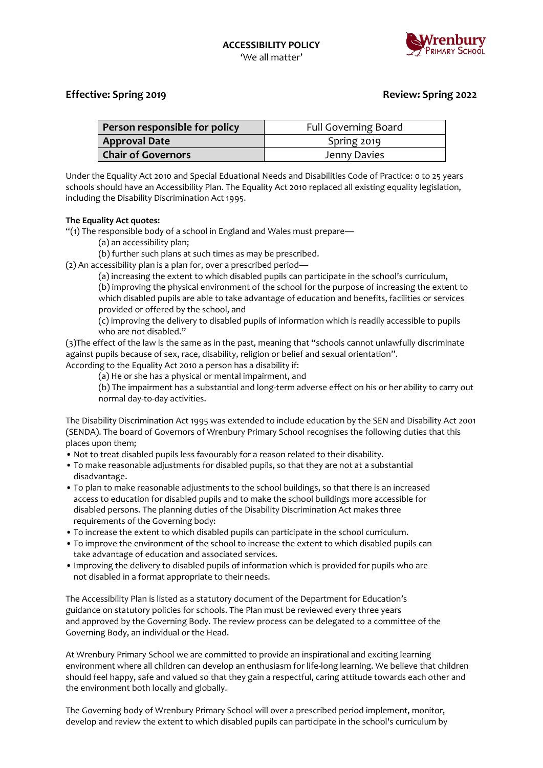# ACCESSIBILITY POLICY

'We all matter'

**Effective: Spring 2019** **Review: Spring 2022**

| Person responsible for policy | Full Governing Board |
|---|---|
| **Approval Date** | Spring 2019 |
| **Chair of Governors** | Jenny Davies |

Under the Equality Act 2010 and Special Edautional Needs and Disabilities Code of Practice: 0 to 25 years schools should have an Accessibility Plan. The Equality Act 2010 replaced all existing equality legislation, including the Disability Discrimination Act 1995.

**The Equality Act quotes:**

"(1) The responsible body of a school in England and Wales must prepare—

(a) an accessibility plan;

(b) further such plans at such times as may be prescribed.

(2) An accessibility plan is a plan for, over a prescribed period—

(a) increasing the extent to which disabled pupils can participate in the school's curriculum,

(b) improving the physical environment of the school for the purpose of increasing the extent to which disabled pupils are able to take advantage of education and benefits, facilities or services provided or offered by the school, and

(c) improving the delivery to disabled pupils of information which is readily accessible to pupils who are not disabled."

(3)The effect of the law is the same as in the past, meaning that "schools cannot unlawfully discriminate against pupils because of sex, race, disability, religion or belief and sexual orientation".

According to the Equality Act 2010 a person has a disability if:

(a) He or she has a physical or mental impairment, and

(b) The impairment has a substantial and long-term adverse effect on his or her ability to carry out normal day-to-day activities.

The Disability Discrimination Act 1995 was extended to include education by the SEN and Disability Act 2001 (SENDA). The board of Governors of Wrenbury Primary School recognises the following duties that this places upon them;

- Not to treat disabled pupils less favourably for a reason related to their disability.
- To make reasonable adjustments for disabled pupils, so that they are not at a substantial disadvantage.
- To plan to make reasonable adjustments to the school buildings, so that there is an increased access to education for disabled pupils and to make the school buildings more accessible for disabled persons. The planning duties of the Disability Discrimination Act makes three requirements of the Governing body:
- To increase the extent to which disabled pupils can participate in the school curriculum.
- To improve the environment of the school to increase the extent to which disabled pupils can take advantage of education and associated services.
- Improving the delivery to disabled pupils of information which is provided for pupils who are not disabled in a format appropriate to their needs.

The Accessibility Plan is listed as a statutory document of the Department for Education's guidance on statutory policies for schools. The Plan must be reviewed every three years and approved by the Governing Body. The review process can be delegated to a committee of the Governing Body, an individual or the Head.

At Wrenbury Primary School we are committed to provide an inspirational and exciting learning environment where all children can develop an enthusiasm for life-long learning. We believe that children should feel happy, safe and valued so that they gain a respectful, caring attitude towards each other and the environment both locally and globally.

The Governing body of Wrenbury Primary School will over a prescribed period implement, monitor, develop and review the extent to which disabled pupils can participate in the school's curriculum by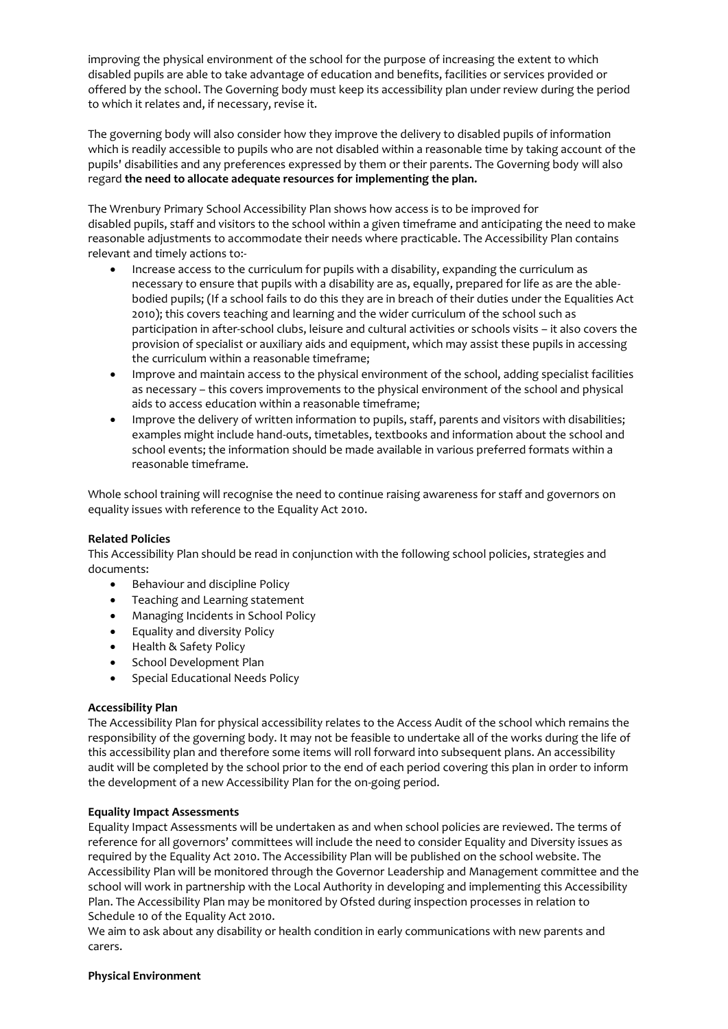improving the physical environment of the school for the purpose of increasing the extent to which disabled pupils are able to take advantage of education and benefits, facilities or services provided or offered by the school. The Governing body must keep its accessibility plan under review during the period to which it relates and, if necessary, revise it.

The governing body will also consider how they improve the delivery to disabled pupils of information which is readily accessible to pupils who are not disabled within a reasonable time by taking account of the pupils' disabilities and any preferences expressed by them or their parents. The Governing body will also regard **the need to allocate adequate resources for implementing the plan.**

The Wrenbury Primary School Accessibility Plan shows how access is to be improved for disabled pupils, staff and visitors to the school within a given timeframe and anticipating the need to make reasonable adjustments to accommodate their needs where practicable. The Accessibility Plan contains relevant and timely actions to:-

- Increase access to the curriculum for pupils with a disability, expanding the curriculum as necessary to ensure that pupils with a disability are as, equally, prepared for life as are the able-bodied pupils; (If a school fails to do this they are in breach of their duties under the Equalities Act 2010); this covers teaching and learning and the wider curriculum of the school such as participation in after-school clubs, leisure and cultural activities or schools visits – it also covers the provision of specialist or auxiliary aids and equipment, which may assist these pupils in accessing the curriculum within a reasonable timeframe;
- Improve and maintain access to the physical environment of the school, adding specialist facilities as necessary – this covers improvements to the physical environment of the school and physical aids to access education within a reasonable timeframe;
- Improve the delivery of written information to pupils, staff, parents and visitors with disabilities; examples might include hand-outs, timetables, textbooks and information about the school and school events; the information should be made available in various preferred formats within a reasonable timeframe.

Whole school training will recognise the need to continue raising awareness for staff and governors on equality issues with reference to the Equality Act 2010.

**Related Policies**

This Accessibility Plan should be read in conjunction with the following school policies, strategies and documents:

- Behaviour and discipline Policy
- Teaching and Learning statement
- Managing Incidents in School Policy
- Equality and diversity Policy
- Health & Safety Policy
- School Development Plan
- Special Educational Needs Policy

**Accessibility Plan**

The Accessibility Plan for physical accessibility relates to the Access Audit of the school which remains the responsibility of the governing body. It may not be feasible to undertake all of the works during the life of this accessibility plan and therefore some items will roll forward into subsequent plans. An accessibility audit will be completed by the school prior to the end of each period covering this plan in order to inform the development of a new Accessibility Plan for the on-going period.

**Equality Impact Assessments**

Equality Impact Assessments will be undertaken as and when school policies are reviewed. The terms of reference for all governors' committees will include the need to consider Equality and Diversity issues as required by the Equality Act 2010. The Accessibility Plan will be published on the school website. The Accessibility Plan will be monitored through the Governor Leadership and Management committee and the school will work in partnership with the Local Authority in developing and implementing this Accessibility Plan. The Accessibility Plan may be monitored by Ofsted during inspection processes in relation to Schedule 10 of the Equality Act 2010.

We aim to ask about any disability or health condition in early communications with new parents and carers.

**Physical Environment**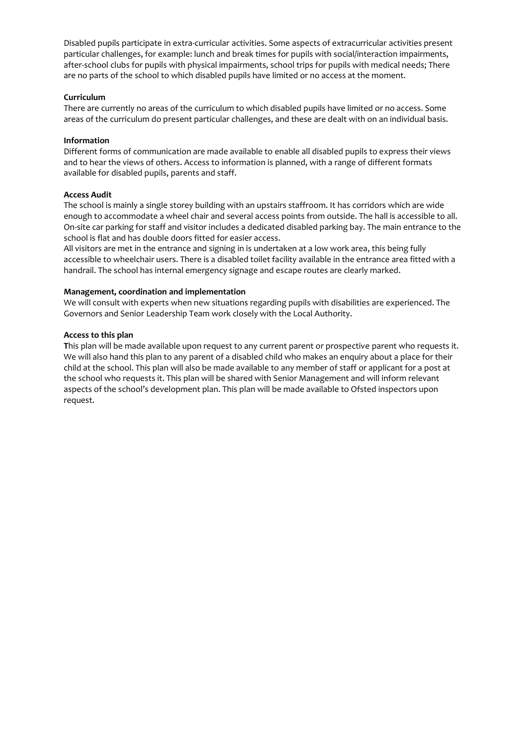Disabled pupils participate in extra-curricular activities. Some aspects of extracurricular activities present particular challenges, for example: lunch and break times for pupils with social/interaction impairments, after-school clubs for pupils with physical impairments, school trips for pupils with medical needs; There are no parts of the school to which disabled pupils have limited or no access at the moment.

**Curriculum**

There are currently no areas of the curriculum to which disabled pupils have limited or no access. Some areas of the curriculum do present particular challenges, and these are dealt with on an individual basis.

**Information**

Different forms of communication are made available to enable all disabled pupils to express their views and to hear the views of others. Access to information is planned, with a range of different formats available for disabled pupils, parents and staff.

**Access Audit**

The school is mainly a single storey building with an upstairs staffroom. It has corridors which are wide enough to accommodate a wheel chair and several access points from outside. The hall is accessible to all. On-site car parking for staff and visitor includes a dedicated disabled parking bay. The main entrance to the school is flat and has double doors fitted for easier access.

All visitors are met in the entrance and signing in is undertaken at a low work area, this being fully accessible to wheelchair users. There is a disabled toilet facility available in the entrance area fitted with a handrail. The school has internal emergency signage and escape routes are clearly marked.

**Management, coordination and implementation**

We will consult with experts when new situations regarding pupils with disabilities are experienced. The Governors and Senior Leadership Team work closely with the Local Authority.

**Access to this plan**

**T**his plan will be made available upon request to any current parent or prospective parent who requests it. We will also hand this plan to any parent of a disabled child who makes an enquiry about a place for their child at the school. This plan will also be made available to any member of staff or applicant for a post at the school who requests it. This plan will be shared with Senior Management and will inform relevant aspects of the school's development plan. This plan will be made available to Ofsted inspectors upon request.